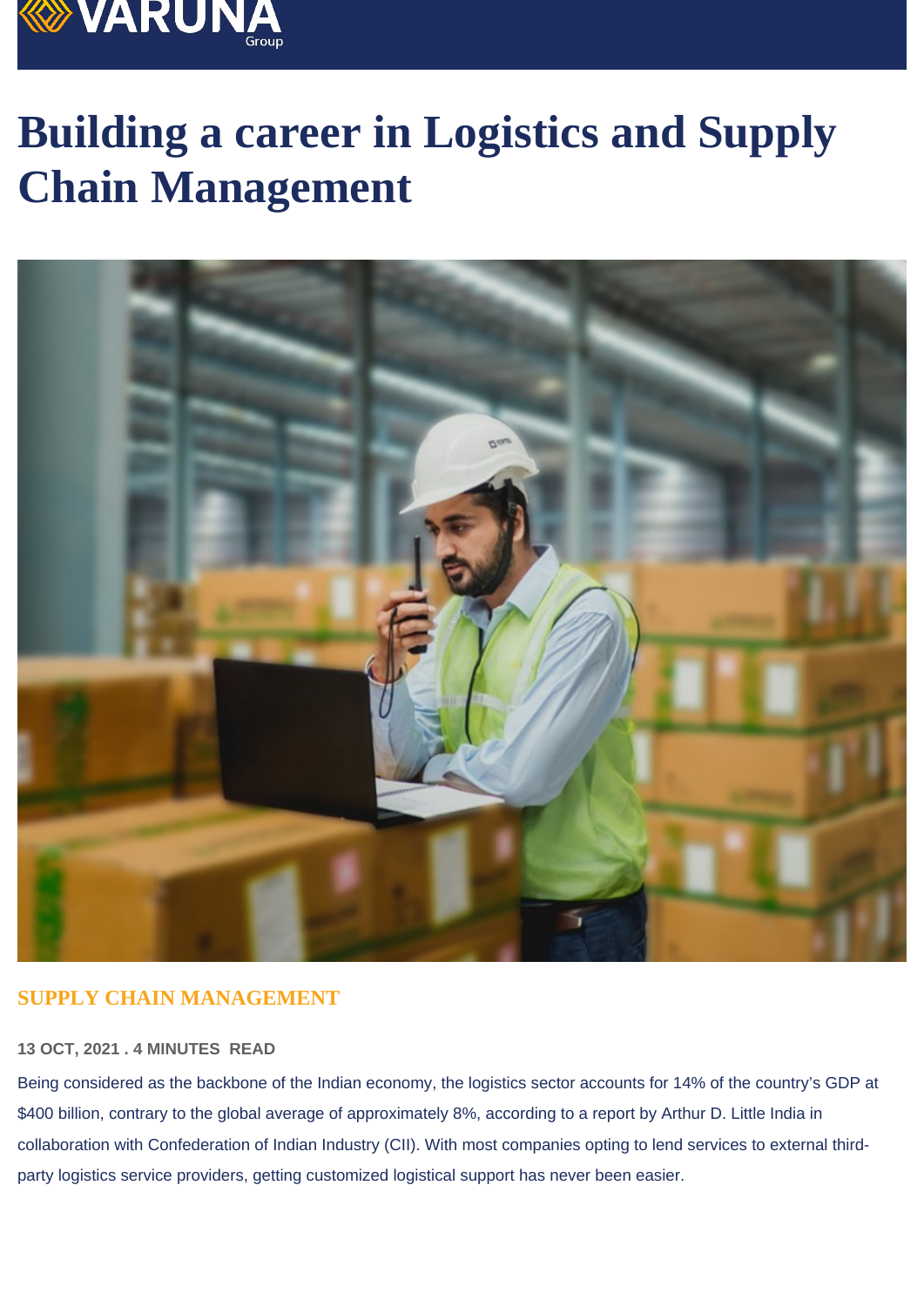# Building a career in Logistics and Supply Chain Management

SUPPLY CHAIN MANAGEMENT

13 OCT, 2021 . 4 MINUTES READ

Being considered as the backbone of the Indian economy, the logistics sector accounts for 14% of the country's GDP at $400 billion, contrary to the global average of approximately 8%, according to a report by Arthur D. Little India in collaboration with Confederation of Indian Industry (CII). With most companies opting to lend services to external third-party logistics service providers, getting customized logistical support has never been easier.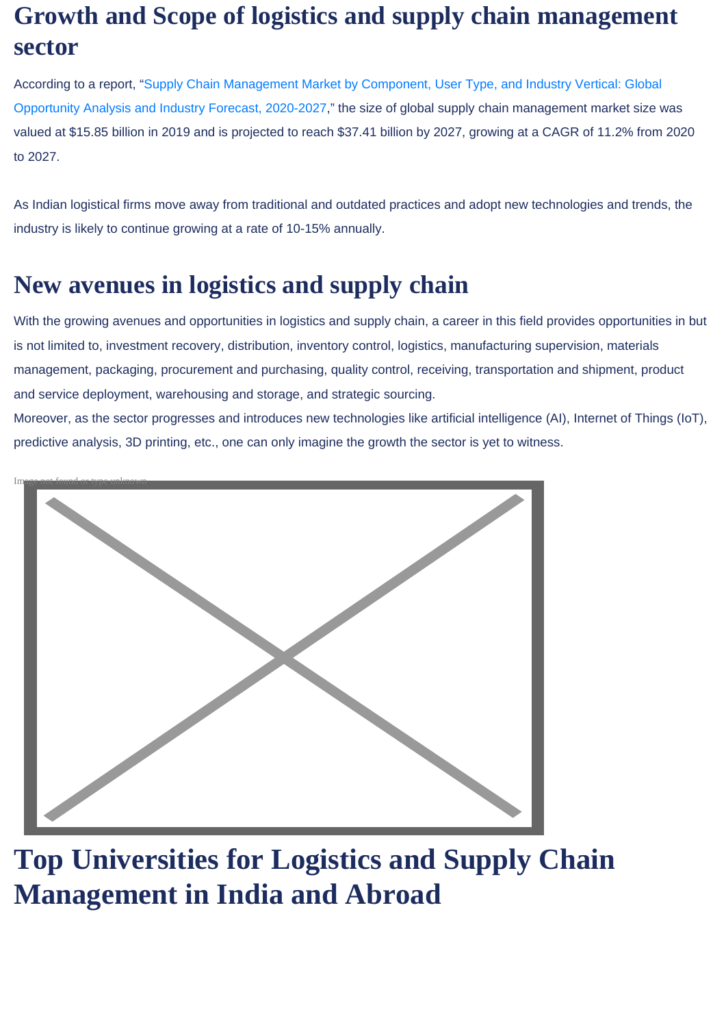# Growth and Scope of logistics and supply chain management sector

According to a report, "Supply Chain Management Market by Component, User Type, and Industry Vertical: Global Opportunity Analysis and Industry Forecast, 2020-2027," the size of global supply chain management market size was valued at $15.85 billion in 2019 and is projected to reach $37.41 billion by 2027, growing at a CAGR of 11.2% from 2020 to 2027.

As Indian logistical firms move away from traditional and outdated practices and adopt new technologies and trends, the industry is likely to continue growing at a rate of 10-15% annually.

# New avenues in logistics and supply chain

With the growing avenues and opportunities in logistics and supply chain, a career in this field provides opportunities in but is not limited to, investment recovery, distribution, inventory control, logistics, manufacturing supervision, materials management, packaging, procurement and purchasing, quality control, receiving, transportation and shipment, product and service deployment, warehousing and storage, and strategic sourcing.

Moreover, as the sector progresses and introduces new technologies like artificial intelligence (AI), Internet of Things (IoT), predictive analysis, 3D printing, etc., one can only imagine the growth the sector is yet to witness.

Image not found or type unknown

# Top Universities for Logistics and Supply Chain Management in India and Abroad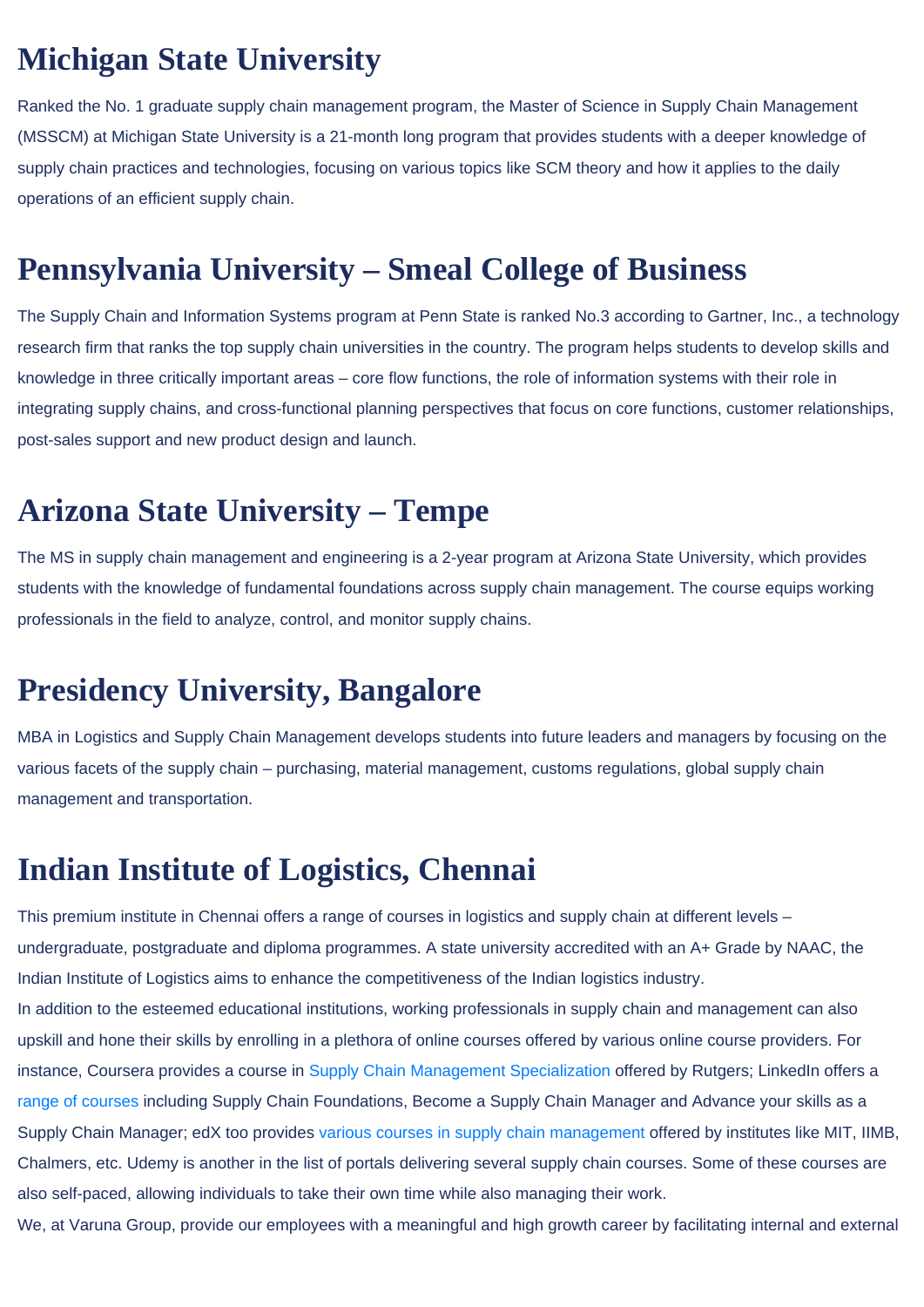## Michigan State University

Ranked the No. 1 graduate supply chain management program, the Master of Science in Supply Chain Management (MSSCM) at Michigan State University is a 21-month long program that provides students with a deeper knowledge of supply chain practices and technologies, focusing on various topics like SCM theory and how it applies to the daily operations of an efficient supply chain.

## Pennsylvania University – Smeal College of Business

The Supply Chain and Information Systems program at Penn State is ranked No.3 according to Gartner, Inc., a technology research firm that ranks the top supply chain universities in the country. The program helps students to develop skills and knowledge in three critically important areas – core flow functions, the role of information systems with their role in integrating supply chains, and cross-functional planning perspectives that focus on core functions, customer relationships, post-sales support and new product design and launch.

## Arizona State University – Tempe

The MS in supply chain management and engineering is a 2-year program at Arizona State University, which provides students with the knowledge of fundamental foundations across supply chain management. The course equips working professionals in the field to analyze, control, and monitor supply chains.

## Presidency University, Bangalore

MBA in Logistics and Supply Chain Management develops students into future leaders and managers by focusing on the various facets of the supply chain – purchasing, material management, customs regulations, global supply chain management and transportation.

## Indian Institute of Logistics, Chennai

This premium institute in Chennai offers a range of courses in logistics and supply chain at different levels – undergraduate, postgraduate and diploma programmes. A state university accredited with an A+ Grade by NAAC, the Indian Institute of Logistics aims to enhance the competitiveness of the Indian logistics industry.

In addition to the esteemed educational institutions, working professionals in supply chain and management can also upskill and hone their skills by enrolling in a plethora of online courses offered by various online course providers. For instance, Coursera provides a course in Supply Chain Management Specialization offered by Rutgers; LinkedIn offers a range of courses including Supply Chain Foundations, Become a Supply Chain Manager and Advance your skills as a Supply Chain Manager; edX too provides various courses in supply chain management offered by institutes like MIT, IIMB, Chalmers, etc. Udemy is another in the list of portals delivering several supply chain courses. Some of these courses are also self-paced, allowing individuals to take their own time while also managing their work.

We, at Varuna Group, provide our employees with a meaningful and high growth career by facilitating internal and external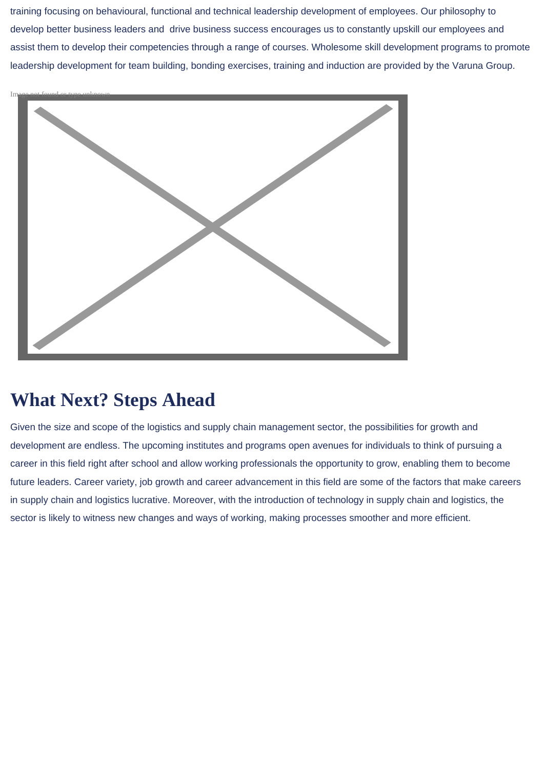training focusing on behavioural, functional and technical leadership development of employees. Our philosophy to develop better business leaders and drive business success encourages us to constantly upskill our employees and assist them to develop their competencies through a range of courses. Wholesome skill development programs to promote leadership development for team building, bonding exercises, training and induction are provided by the Varuna Group.

Image not found or type unknown

## What Next? Steps Ahead

Given the size and scope of the logistics and supply chain management sector, the possibilities for growth and development are endless. The upcoming institutes and programs open avenues for individuals to think of pursuing a career in this field right after school and allow working professionals the opportunity to grow, enabling them to become future leaders. Career variety, job growth and career advancement in this field are some of the factors that make careers in supply chain and logistics lucrative. Moreover, with the introduction of technology in supply chain and logistics, the sector is likely to witness new changes and ways of working, making processes smoother and more efficient.